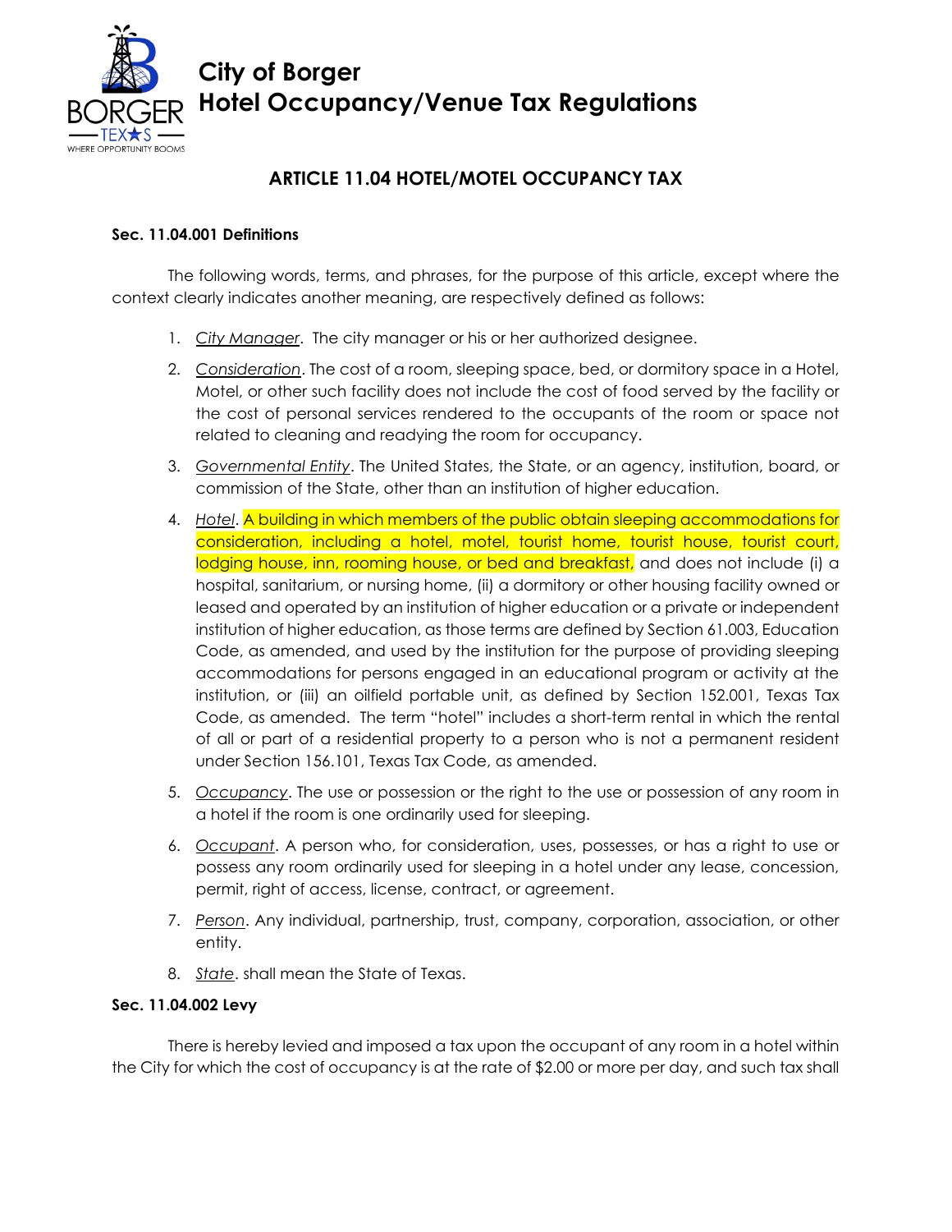# City of Borger
# Hotel Occupancy/Venue Tax Regulations

## ARTICLE 11.04 HOTEL/MOTEL OCCUPANCY TAX

**Sec. 11.04.001 Definitions**

The following words, terms, and phrases, for the purpose of this article, except where the context clearly indicates another meaning, are respectively defined as follows:

1. *City Manager*. The city manager or his or her authorized designee.
2. *Consideration*. The cost of a room, sleeping space, bed, or dormitory space in a Hotel, Motel, or other such facility does not include the cost of food served by the facility or the cost of personal services rendered to the occupants of the room or space not related to cleaning and readying the room for occupancy.
3. *Governmental Entity*. The United States, the State, or an agency, institution, board, or commission of the State, other than an institution of higher education.
4. *Hotel*. A building in which members of the public obtain sleeping accommodations for consideration, including a hotel, motel, tourist home, tourist house, tourist court, lodging house, inn, rooming house, or bed and breakfast, and does not include (i) a hospital, sanitarium, or nursing home, (ii) a dormitory or other housing facility owned or leased and operated by an institution of higher education or a private or independent institution of higher education, as those terms are defined by Section 61.003, Education Code, as amended, and used by the institution for the purpose of providing sleeping accommodations for persons engaged in an educational program or activity at the institution, or (iii) an oilfield portable unit, as defined by Section 152.001, Texas Tax Code, as amended. The term "hotel" includes a short-term rental in which the rental of all or part of a residential property to a person who is not a permanent resident under Section 156.101, Texas Tax Code, as amended.
5. *Occupancy*. The use or possession or the right to the use or possession of any room in a hotel if the room is one ordinarily used for sleeping.
6. *Occupant*. A person who, for consideration, uses, possesses, or has a right to use or possess any room ordinarily used for sleeping in a hotel under any lease, concession, permit, right of access, license, contract, or agreement.
7. *Person*. Any individual, partnership, trust, company, corporation, association, or other entity.
8. *State*. shall mean the State of Texas.

**Sec. 11.04.002 Levy**

There is hereby levied and imposed a tax upon the occupant of any room in a hotel within the City for which the cost of occupancy is at the rate of $2.00 or more per day, and such tax shall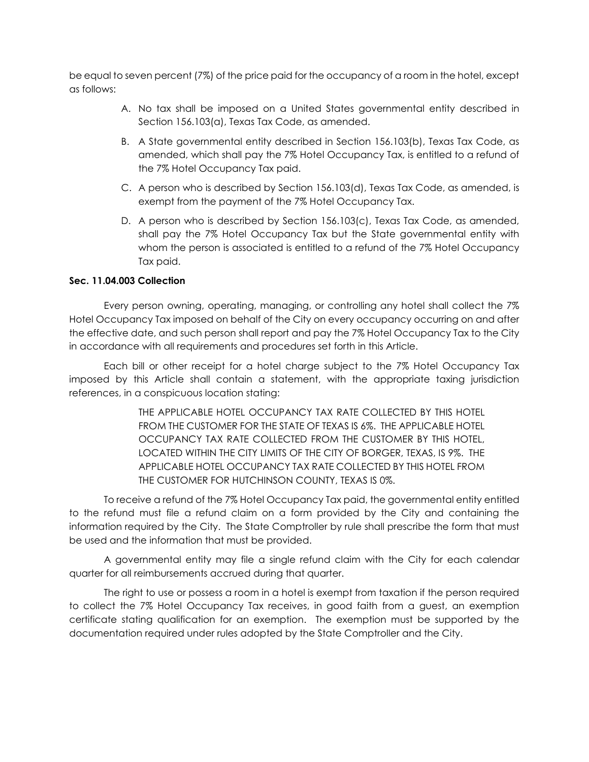be equal to seven percent (7%) of the price paid for the occupancy of a room in the hotel, except as follows:

A. No tax shall be imposed on a United States governmental entity described in Section 156.103(a), Texas Tax Code, as amended.

B. A State governmental entity described in Section 156.103(b), Texas Tax Code, as amended, which shall pay the 7% Hotel Occupancy Tax, is entitled to a refund of the 7% Hotel Occupancy Tax paid.

C. A person who is described by Section 156.103(d), Texas Tax Code, as amended, is exempt from the payment of the 7% Hotel Occupancy Tax.

D. A person who is described by Section 156.103(c), Texas Tax Code, as amended, shall pay the 7% Hotel Occupancy Tax but the State governmental entity with whom the person is associated is entitled to a refund of the 7% Hotel Occupancy Tax paid.

**Sec. 11.04.003 Collection**

Every person owning, operating, managing, or controlling any hotel shall collect the 7% Hotel Occupancy Tax imposed on behalf of the City on every occupancy occurring on and after the effective date, and such person shall report and pay the 7% Hotel Occupancy Tax to the City in accordance with all requirements and procedures set forth in this Article.

Each bill or other receipt for a hotel charge subject to the 7% Hotel Occupancy Tax imposed by this Article shall contain a statement, with the appropriate taxing jurisdiction references, in a conspicuous location stating:

> THE APPLICABLE HOTEL OCCUPANCY TAX RATE COLLECTED BY THIS HOTEL FROM THE CUSTOMER FOR THE STATE OF TEXAS IS 6%. THE APPLICABLE HOTEL OCCUPANCY TAX RATE COLLECTED FROM THE CUSTOMER BY THIS HOTEL, LOCATED WITHIN THE CITY LIMITS OF THE CITY OF BORGER, TEXAS, IS 9%. THE APPLICABLE HOTEL OCCUPANCY TAX RATE COLLECTED BY THIS HOTEL FROM THE CUSTOMER FOR HUTCHINSON COUNTY, TEXAS IS 0%.

To receive a refund of the 7% Hotel Occupancy Tax paid, the governmental entity entitled to the refund must file a refund claim on a form provided by the City and containing the information required by the City. The State Comptroller by rule shall prescribe the form that must be used and the information that must be provided.

A governmental entity may file a single refund claim with the City for each calendar quarter for all reimbursements accrued during that quarter.

The right to use or possess a room in a hotel is exempt from taxation if the person required to collect the 7% Hotel Occupancy Tax receives, in good faith from a guest, an exemption certificate stating qualification for an exemption. The exemption must be supported by the documentation required under rules adopted by the State Comptroller and the City.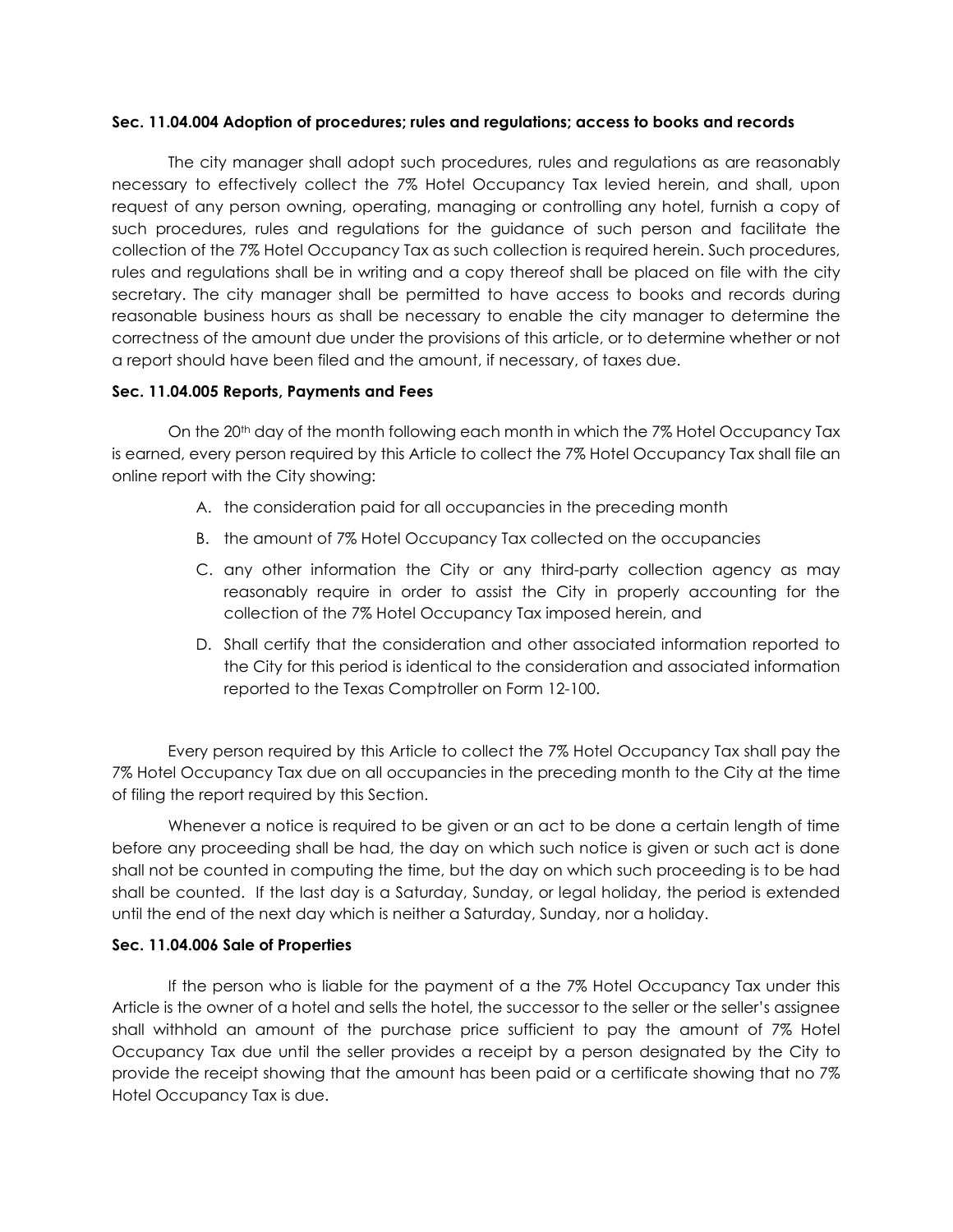**Sec. 11.04.004 Adoption of procedures; rules and regulations; access to books and records**

The city manager shall adopt such procedures, rules and regulations as are reasonably necessary to effectively collect the 7% Hotel Occupancy Tax levied herein, and shall, upon request of any person owning, operating, managing or controlling any hotel, furnish a copy of such procedures, rules and regulations for the guidance of such person and facilitate the collection of the 7% Hotel Occupancy Tax as such collection is required herein. Such procedures, rules and regulations shall be in writing and a copy thereof shall be placed on file with the city secretary. The city manager shall be permitted to have access to books and records during reasonable business hours as shall be necessary to enable the city manager to determine the correctness of the amount due under the provisions of this article, or to determine whether or not a report should have been filed and the amount, if necessary, of taxes due.

**Sec. 11.04.005 Reports, Payments and Fees**

On the 20th day of the month following each month in which the 7% Hotel Occupancy Tax is earned, every person required by this Article to collect the 7% Hotel Occupancy Tax shall file an online report with the City showing:

A. the consideration paid for all occupancies in the preceding month

B. the amount of 7% Hotel Occupancy Tax collected on the occupancies

C. any other information the City or any third-party collection agency as may reasonably require in order to assist the City in properly accounting for the collection of the 7% Hotel Occupancy Tax imposed herein, and

D. Shall certify that the consideration and other associated information reported to the City for this period is identical to the consideration and associated information reported to the Texas Comptroller on Form 12-100.

Every person required by this Article to collect the 7% Hotel Occupancy Tax shall pay the 7% Hotel Occupancy Tax due on all occupancies in the preceding month to the City at the time of filing the report required by this Section.

Whenever a notice is required to be given or an act to be done a certain length of time before any proceeding shall be had, the day on which such notice is given or such act is done shall not be counted in computing the time, but the day on which such proceeding is to be had shall be counted. If the last day is a Saturday, Sunday, or legal holiday, the period is extended until the end of the next day which is neither a Saturday, Sunday, nor a holiday.

**Sec. 11.04.006 Sale of Properties**

If the person who is liable for the payment of a the 7% Hotel Occupancy Tax under this Article is the owner of a hotel and sells the hotel, the successor to the seller or the seller's assignee shall withhold an amount of the purchase price sufficient to pay the amount of 7% Hotel Occupancy Tax due until the seller provides a receipt by a person designated by the City to provide the receipt showing that the amount has been paid or a certificate showing that no 7% Hotel Occupancy Tax is due.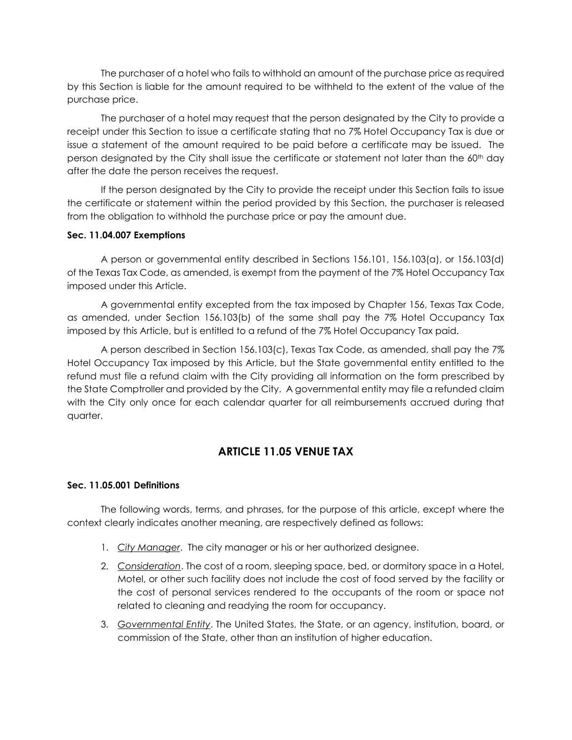The purchaser of a hotel who fails to withhold an amount of the purchase price as required by this Section is liable for the amount required to be withheld to the extent of the value of the purchase price.

The purchaser of a hotel may request that the person designated by the City to provide a receipt under this Section to issue a certificate stating that no 7% Hotel Occupancy Tax is due or issue a statement of the amount required to be paid before a certificate may be issued. The person designated by the City shall issue the certificate or statement not later than the 60th day after the date the person receives the request.

If the person designated by the City to provide the receipt under this Section fails to issue the certificate or statement within the period provided by this Section, the purchaser is released from the obligation to withhold the purchase price or pay the amount due.

**Sec. 11.04.007 Exemptions**

A person or governmental entity described in Sections 156.101, 156.103(a), or 156.103(d) of the Texas Tax Code, as amended, is exempt from the payment of the 7% Hotel Occupancy Tax imposed under this Article.

A governmental entity excepted from the tax imposed by Chapter 156, Texas Tax Code, as amended, under Section 156.103(b) of the same shall pay the 7% Hotel Occupancy Tax imposed by this Article, but is entitled to a refund of the 7% Hotel Occupancy Tax paid.

A person described in Section 156.103(c), Texas Tax Code, as amended, shall pay the 7% Hotel Occupancy Tax imposed by this Article, but the State governmental entity entitled to the refund must file a refund claim with the City providing all information on the form prescribed by the State Comptroller and provided by the City. A governmental entity may file a refunded claim with the City only once for each calendar quarter for all reimbursements accrued during that quarter.

## ARTICLE 11.05 VENUE TAX

**Sec. 11.05.001 Definitions**

The following words, terms, and phrases, for the purpose of this article, except where the context clearly indicates another meaning, are respectively defined as follows:

1. *City Manager*. The city manager or his or her authorized designee.
2. *Consideration*. The cost of a room, sleeping space, bed, or dormitory space in a Hotel, Motel, or other such facility does not include the cost of food served by the facility or the cost of personal services rendered to the occupants of the room or space not related to cleaning and readying the room for occupancy.
3. *Governmental Entity*. The United States, the State, or an agency, institution, board, or commission of the State, other than an institution of higher education.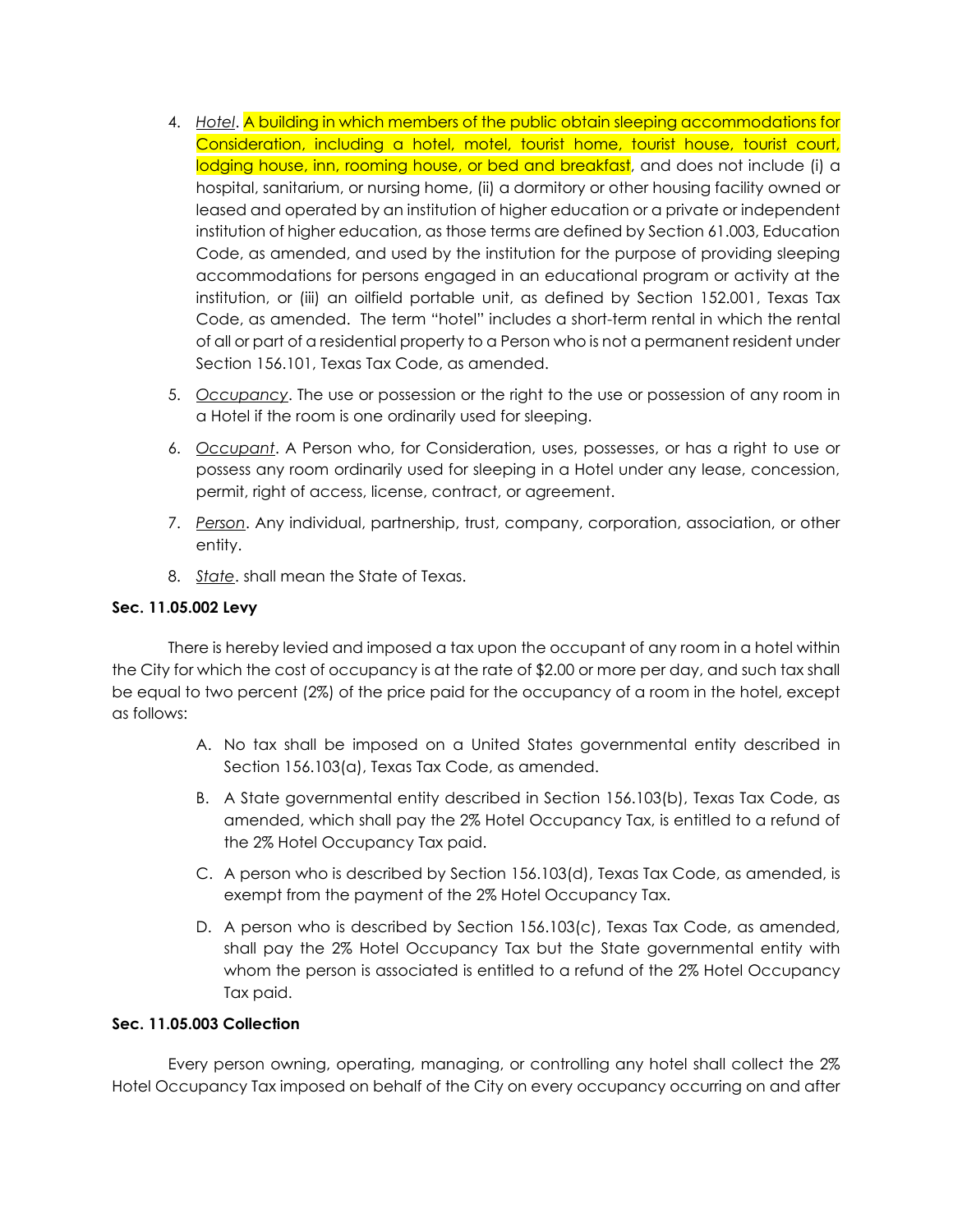4. *Hotel*. A building in which members of the public obtain sleeping accommodations for Consideration, including a hotel, motel, tourist home, tourist house, tourist court, lodging house, inn, rooming house, or bed and breakfast, and does not include (i) a hospital, sanitarium, or nursing home, (ii) a dormitory or other housing facility owned or leased and operated by an institution of higher education or a private or independent institution of higher education, as those terms are defined by Section 61.003, Education Code, as amended, and used by the institution for the purpose of providing sleeping accommodations for persons engaged in an educational program or activity at the institution, or (iii) an oilfield portable unit, as defined by Section 152.001, Texas Tax Code, as amended. The term "hotel" includes a short-term rental in which the rental of all or part of a residential property to a Person who is not a permanent resident under Section 156.101, Texas Tax Code, as amended.

5. *Occupancy*. The use or possession or the right to the use or possession of any room in a Hotel if the room is one ordinarily used for sleeping.

6. *Occupant*. A Person who, for Consideration, uses, possesses, or has a right to use or possess any room ordinarily used for sleeping in a Hotel under any lease, concession, permit, right of access, license, contract, or agreement.

7. *Person*. Any individual, partnership, trust, company, corporation, association, or other entity.

8. *State*. shall mean the State of Texas.

**Sec. 11.05.002 Levy**

There is hereby levied and imposed a tax upon the occupant of any room in a hotel within the City for which the cost of occupancy is at the rate of $2.00 or more per day, and such tax shall be equal to two percent (2%) of the price paid for the occupancy of a room in the hotel, except as follows:

A. No tax shall be imposed on a United States governmental entity described in Section 156.103(a), Texas Tax Code, as amended.

B. A State governmental entity described in Section 156.103(b), Texas Tax Code, as amended, which shall pay the 2% Hotel Occupancy Tax, is entitled to a refund of the 2% Hotel Occupancy Tax paid.

C. A person who is described by Section 156.103(d), Texas Tax Code, as amended, is exempt from the payment of the 2% Hotel Occupancy Tax.

D. A person who is described by Section 156.103(c), Texas Tax Code, as amended, shall pay the 2% Hotel Occupancy Tax but the State governmental entity with whom the person is associated is entitled to a refund of the 2% Hotel Occupancy Tax paid.

**Sec. 11.05.003 Collection**

Every person owning, operating, managing, or controlling any hotel shall collect the 2% Hotel Occupancy Tax imposed on behalf of the City on every occupancy occurring on and after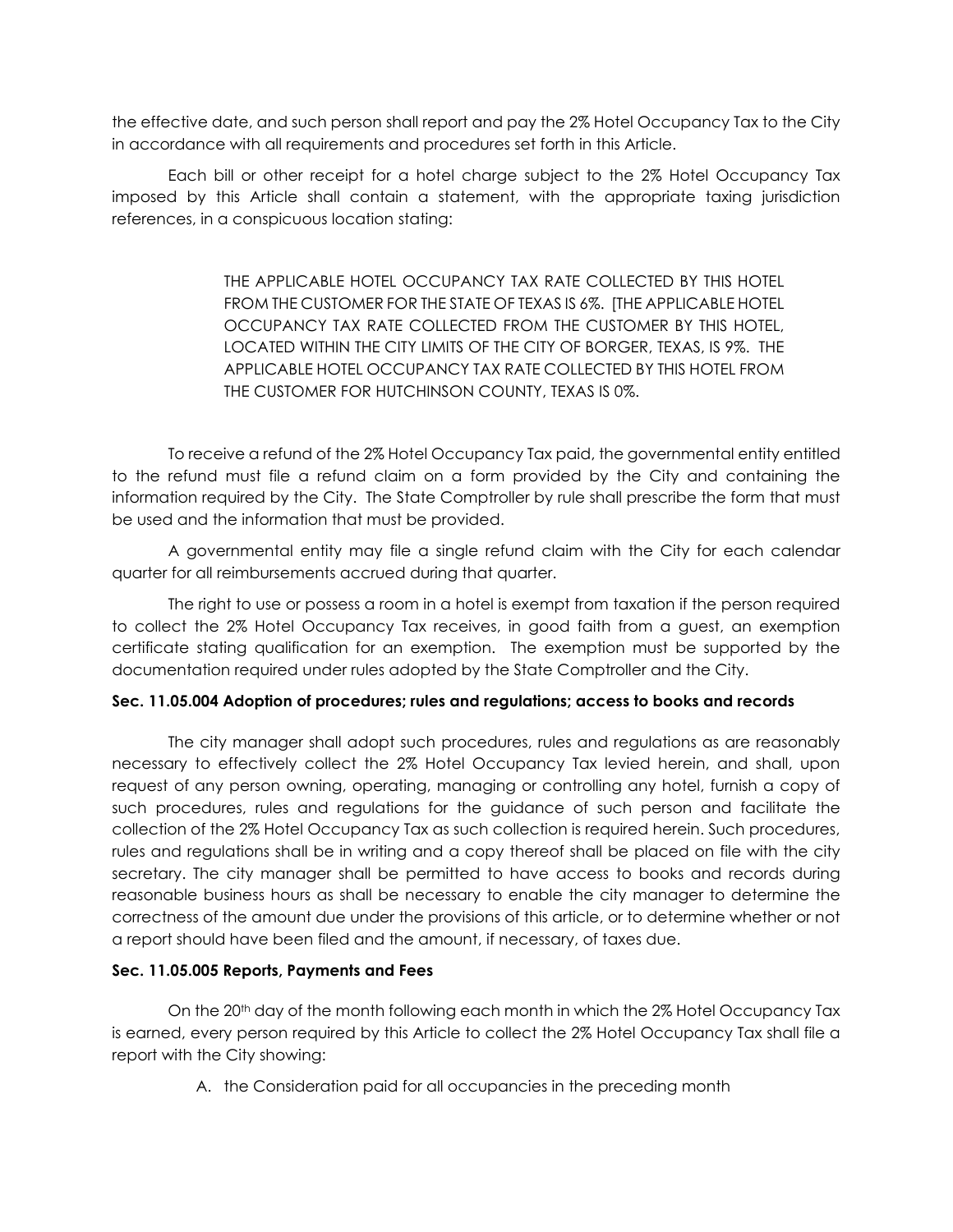the effective date, and such person shall report and pay the 2% Hotel Occupancy Tax to the City in accordance with all requirements and procedures set forth in this Article.

Each bill or other receipt for a hotel charge subject to the 2% Hotel Occupancy Tax imposed by this Article shall contain a statement, with the appropriate taxing jurisdiction references, in a conspicuous location stating:

> THE APPLICABLE HOTEL OCCUPANCY TAX RATE COLLECTED BY THIS HOTEL FROM THE CUSTOMER FOR THE STATE OF TEXAS IS 6%. [THE APPLICABLE HOTEL OCCUPANCY TAX RATE COLLECTED FROM THE CUSTOMER BY THIS HOTEL, LOCATED WITHIN THE CITY LIMITS OF THE CITY OF BORGER, TEXAS, IS 9%. THE APPLICABLE HOTEL OCCUPANCY TAX RATE COLLECTED BY THIS HOTEL FROM THE CUSTOMER FOR HUTCHINSON COUNTY, TEXAS IS 0%.

To receive a refund of the 2% Hotel Occupancy Tax paid, the governmental entity entitled to the refund must file a refund claim on a form provided by the City and containing the information required by the City. The State Comptroller by rule shall prescribe the form that must be used and the information that must be provided.

A governmental entity may file a single refund claim with the City for each calendar quarter for all reimbursements accrued during that quarter.

The right to use or possess a room in a hotel is exempt from taxation if the person required to collect the 2% Hotel Occupancy Tax receives, in good faith from a guest, an exemption certificate stating qualification for an exemption. The exemption must be supported by the documentation required under rules adopted by the State Comptroller and the City.

**Sec. 11.05.004 Adoption of procedures; rules and regulations; access to books and records**

The city manager shall adopt such procedures, rules and regulations as are reasonably necessary to effectively collect the 2% Hotel Occupancy Tax levied herein, and shall, upon request of any person owning, operating, managing or controlling any hotel, furnish a copy of such procedures, rules and regulations for the guidance of such person and facilitate the collection of the 2% Hotel Occupancy Tax as such collection is required herein. Such procedures, rules and regulations shall be in writing and a copy thereof shall be placed on file with the city secretary. The city manager shall be permitted to have access to books and records during reasonable business hours as shall be necessary to enable the city manager to determine the correctness of the amount due under the provisions of this article, or to determine whether or not a report should have been filed and the amount, if necessary, of taxes due.

**Sec. 11.05.005 Reports, Payments and Fees**

On the 20th day of the month following each month in which the 2% Hotel Occupancy Tax is earned, every person required by this Article to collect the 2% Hotel Occupancy Tax shall file a report with the City showing:

A. the Consideration paid for all occupancies in the preceding month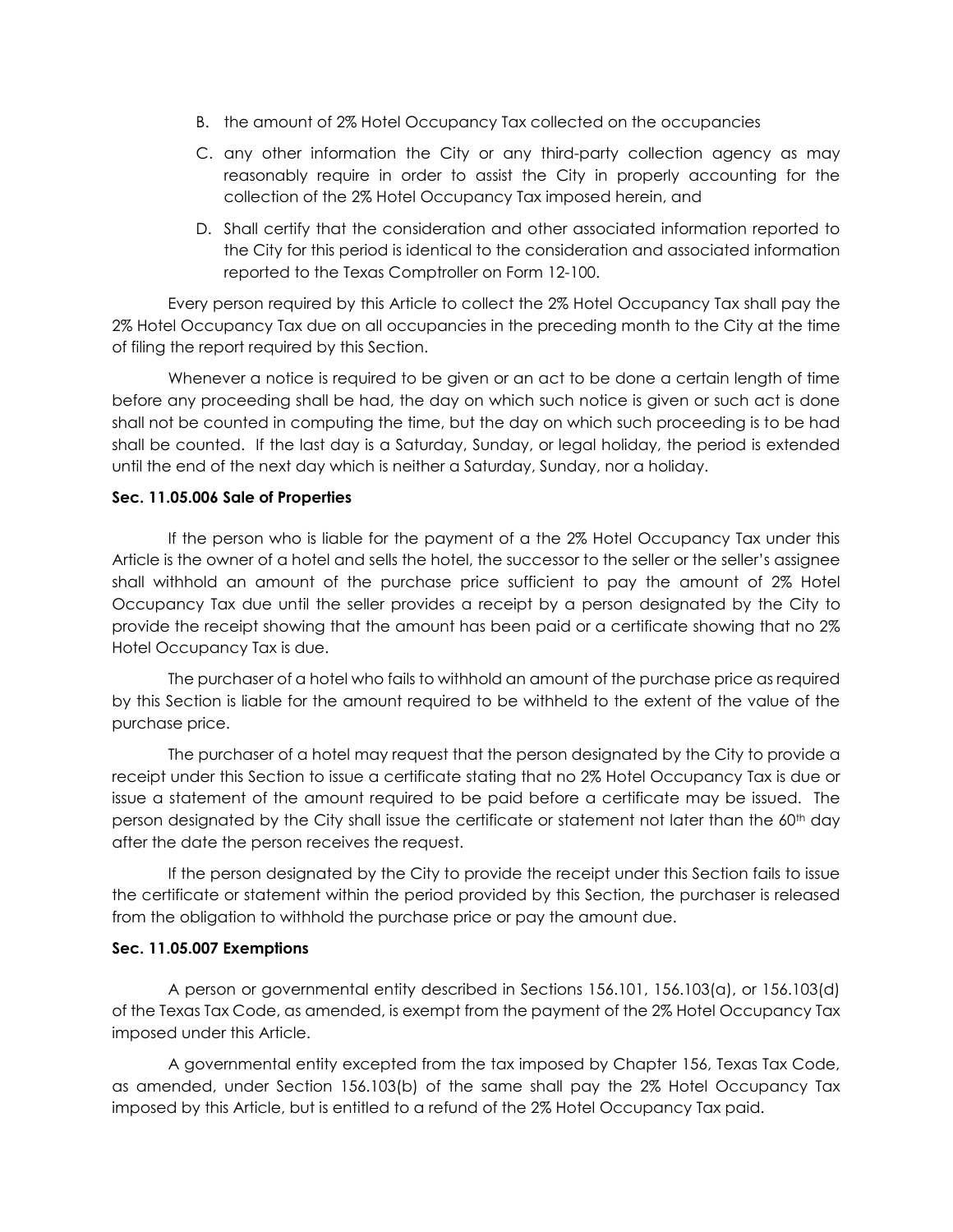B. the amount of 2% Hotel Occupancy Tax collected on the occupancies

C. any other information the City or any third-party collection agency as may reasonably require in order to assist the City in properly accounting for the collection of the 2% Hotel Occupancy Tax imposed herein, and

D. Shall certify that the consideration and other associated information reported to the City for this period is identical to the consideration and associated information reported to the Texas Comptroller on Form 12-100.

Every person required by this Article to collect the 2% Hotel Occupancy Tax shall pay the 2% Hotel Occupancy Tax due on all occupancies in the preceding month to the City at the time of filing the report required by this Section.

Whenever a notice is required to be given or an act to be done a certain length of time before any proceeding shall be had, the day on which such notice is given or such act is done shall not be counted in computing the time, but the day on which such proceeding is to be had shall be counted. If the last day is a Saturday, Sunday, or legal holiday, the period is extended until the end of the next day which is neither a Saturday, Sunday, nor a holiday.

**Sec. 11.05.006 Sale of Properties**

If the person who is liable for the payment of a the 2% Hotel Occupancy Tax under this Article is the owner of a hotel and sells the hotel, the successor to the seller or the seller's assignee shall withhold an amount of the purchase price sufficient to pay the amount of 2% Hotel Occupancy Tax due until the seller provides a receipt by a person designated by the City to provide the receipt showing that the amount has been paid or a certificate showing that no 2% Hotel Occupancy Tax is due.

The purchaser of a hotel who fails to withhold an amount of the purchase price as required by this Section is liable for the amount required to be withheld to the extent of the value of the purchase price.

The purchaser of a hotel may request that the person designated by the City to provide a receipt under this Section to issue a certificate stating that no 2% Hotel Occupancy Tax is due or issue a statement of the amount required to be paid before a certificate may be issued. The person designated by the City shall issue the certificate or statement not later than the 60th day after the date the person receives the request.

If the person designated by the City to provide the receipt under this Section fails to issue the certificate or statement within the period provided by this Section, the purchaser is released from the obligation to withhold the purchase price or pay the amount due.

**Sec. 11.05.007 Exemptions**

A person or governmental entity described in Sections 156.101, 156.103(a), or 156.103(d) of the Texas Tax Code, as amended, is exempt from the payment of the 2% Hotel Occupancy Tax imposed under this Article.

A governmental entity excepted from the tax imposed by Chapter 156, Texas Tax Code, as amended, under Section 156.103(b) of the same shall pay the 2% Hotel Occupancy Tax imposed by this Article, but is entitled to a refund of the 2% Hotel Occupancy Tax paid.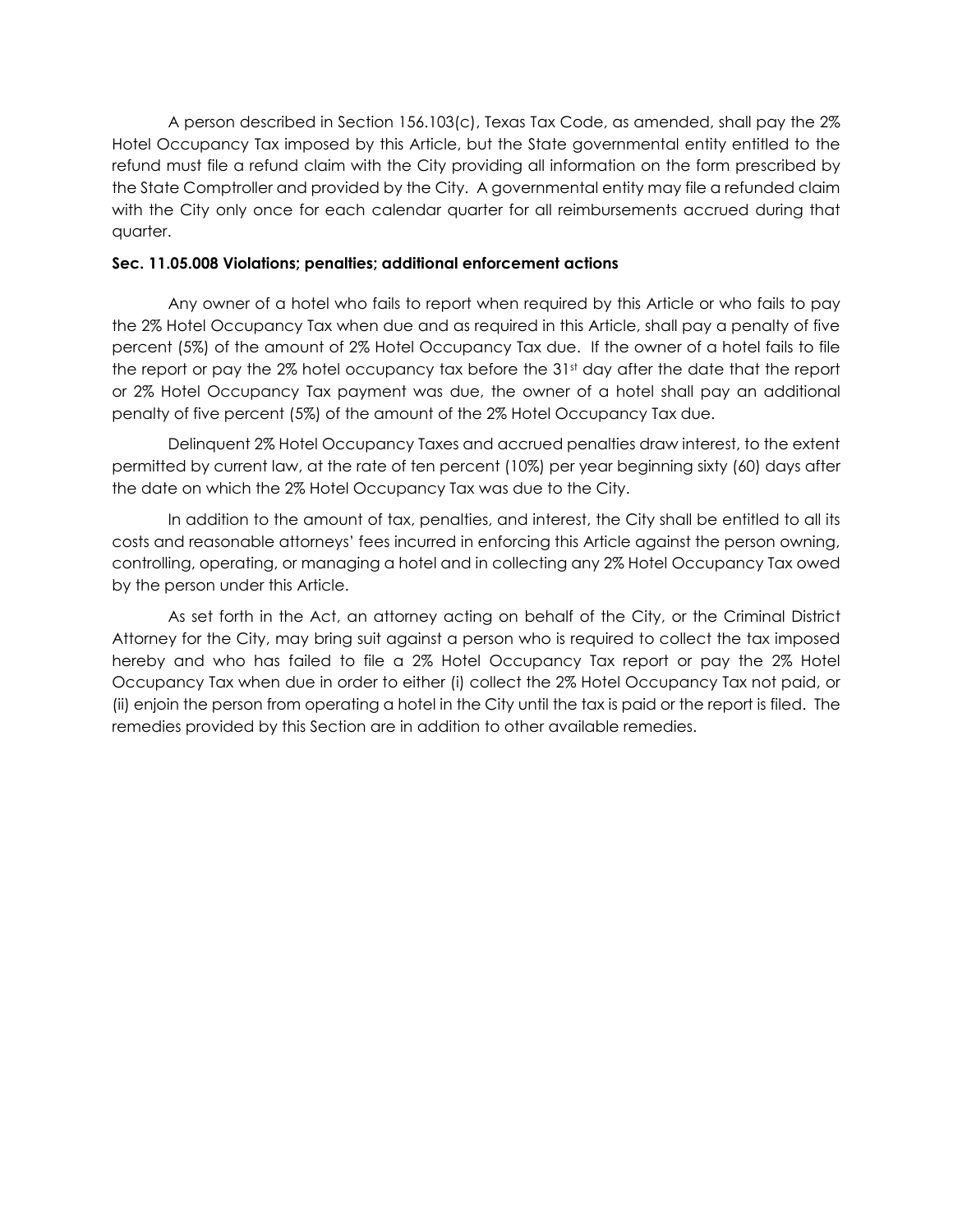A person described in Section 156.103(c), Texas Tax Code, as amended, shall pay the 2% Hotel Occupancy Tax imposed by this Article, but the State governmental entity entitled to the refund must file a refund claim with the City providing all information on the form prescribed by the State Comptroller and provided by the City. A governmental entity may file a refunded claim with the City only once for each calendar quarter for all reimbursements accrued during that quarter.

**Sec. 11.05.008 Violations; penalties; additional enforcement actions**

Any owner of a hotel who fails to report when required by this Article or who fails to pay the 2% Hotel Occupancy Tax when due and as required in this Article, shall pay a penalty of five percent (5%) of the amount of 2% Hotel Occupancy Tax due. If the owner of a hotel fails to file the report or pay the 2% hotel occupancy tax before the 31st day after the date that the report or 2% Hotel Occupancy Tax payment was due, the owner of a hotel shall pay an additional penalty of five percent (5%) of the amount of the 2% Hotel Occupancy Tax due.

Delinquent 2% Hotel Occupancy Taxes and accrued penalties draw interest, to the extent permitted by current law, at the rate of ten percent (10%) per year beginning sixty (60) days after the date on which the 2% Hotel Occupancy Tax was due to the City.

In addition to the amount of tax, penalties, and interest, the City shall be entitled to all its costs and reasonable attorneys' fees incurred in enforcing this Article against the person owning, controlling, operating, or managing a hotel and in collecting any 2% Hotel Occupancy Tax owed by the person under this Article.

As set forth in the Act, an attorney acting on behalf of the City, or the Criminal District Attorney for the City, may bring suit against a person who is required to collect the tax imposed hereby and who has failed to file a 2% Hotel Occupancy Tax report or pay the 2% Hotel Occupancy Tax when due in order to either (i) collect the 2% Hotel Occupancy Tax not paid, or (ii) enjoin the person from operating a hotel in the City until the tax is paid or the report is filed. The remedies provided by this Section are in addition to other available remedies.